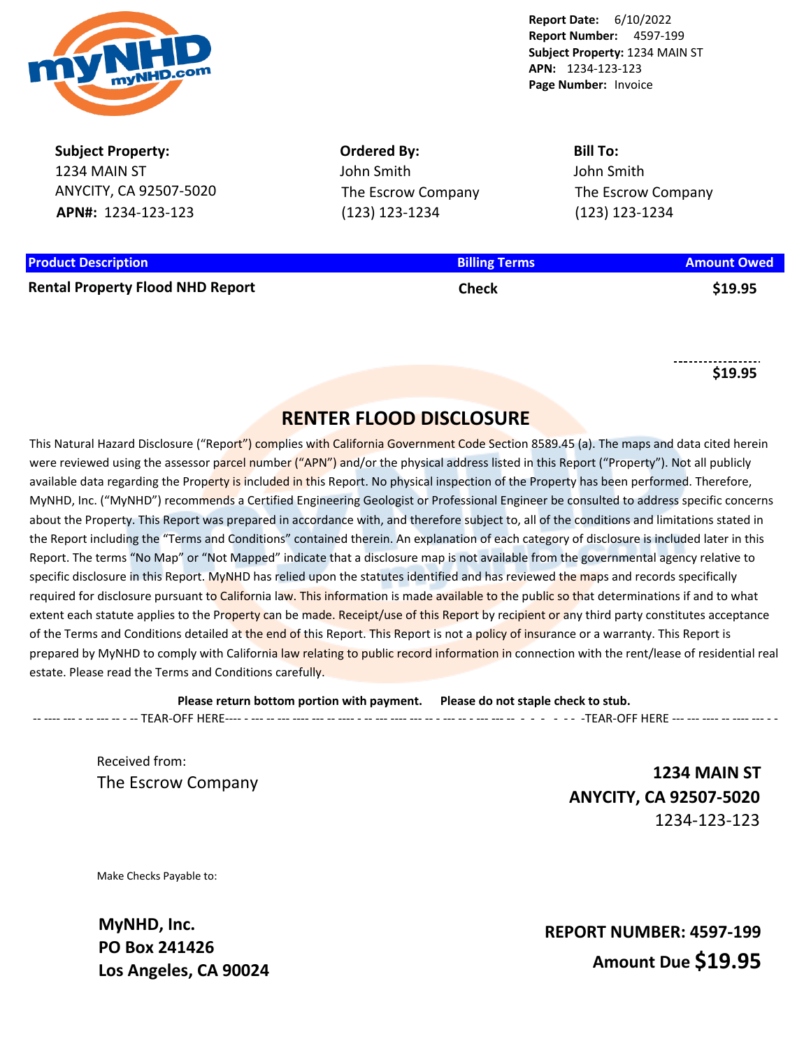**Report Date:** 6/10/2022
**Report Number:** 4597-199
**Subject Property:** 1234 MAIN ST
**APN:** 1234-123-123
**Page Number:** Invoice

**Subject Property:**
1234 MAIN ST
ANYCITY, CA 92507-5020
**APN#:** 1234-123-123

**Ordered By:**
John Smith
The Escrow Company
(123) 123-1234

**Bill To:**
John Smith
The Escrow Company
(123) 123-1234

| Product Description | Billing Terms | Amount Owed |
|---|---|---|
| **Rental Property Flood NHD Report** | **Check** | **$19.95** |
| | | **$19.95** |

## RENTER FLOOD DISCLOSURE

This Natural Hazard Disclosure ("Report") complies with California Government Code Section 8589.45 (a). The maps and data cited herein were reviewed using the assessor parcel number ("APN") and/or the physical address listed in this Report ("Property"). Not all publicly available data regarding the Property is included in this Report. No physical inspection of the Property has been performed. Therefore, MyNHD, Inc. ("MyNHD") recommends a Certified Engineering Geologist or Professional Engineer be consulted to address specific concerns about the Property. This Report was prepared in accordance with, and therefore subject to, all of the conditions and limitations stated in the Report including the "Terms and Conditions" contained therein. An explanation of each category of disclosure is included later in this Report. The terms "No Map" or "Not Mapped" indicate that a disclosure map is not available from the governmental agency relative to specific disclosure in this Report. MyNHD has relied upon the statutes identified and has reviewed the maps and records specifically required for disclosure pursuant to California law. This information is made available to the public so that determinations if and to what extent each statute applies to the Property can be made. Receipt/use of this Report by recipient or any third party constitutes acceptance of the Terms and Conditions detailed at the end of this Report. This Report is not a policy of insurance or a warranty. This Report is prepared by MyNHD to comply with California law relating to public record information in connection with the rent/lease of residential real estate. Please read the Terms and Conditions carefully.

**Please return bottom portion with payment. Please do not staple check to stub.**

-- TEAR-OFF HERE -- -- TEAR-OFF HERE --

Received from:
The Escrow Company

**1234 MAIN ST**
**ANYCITY, CA 92507-5020**
1234-123-123

Make Checks Payable to:

**MyNHD, Inc.**
**PO Box 241426**
**Los Angeles, CA 90024**

**REPORT NUMBER: 4597-199**
**Amount Due $19.95**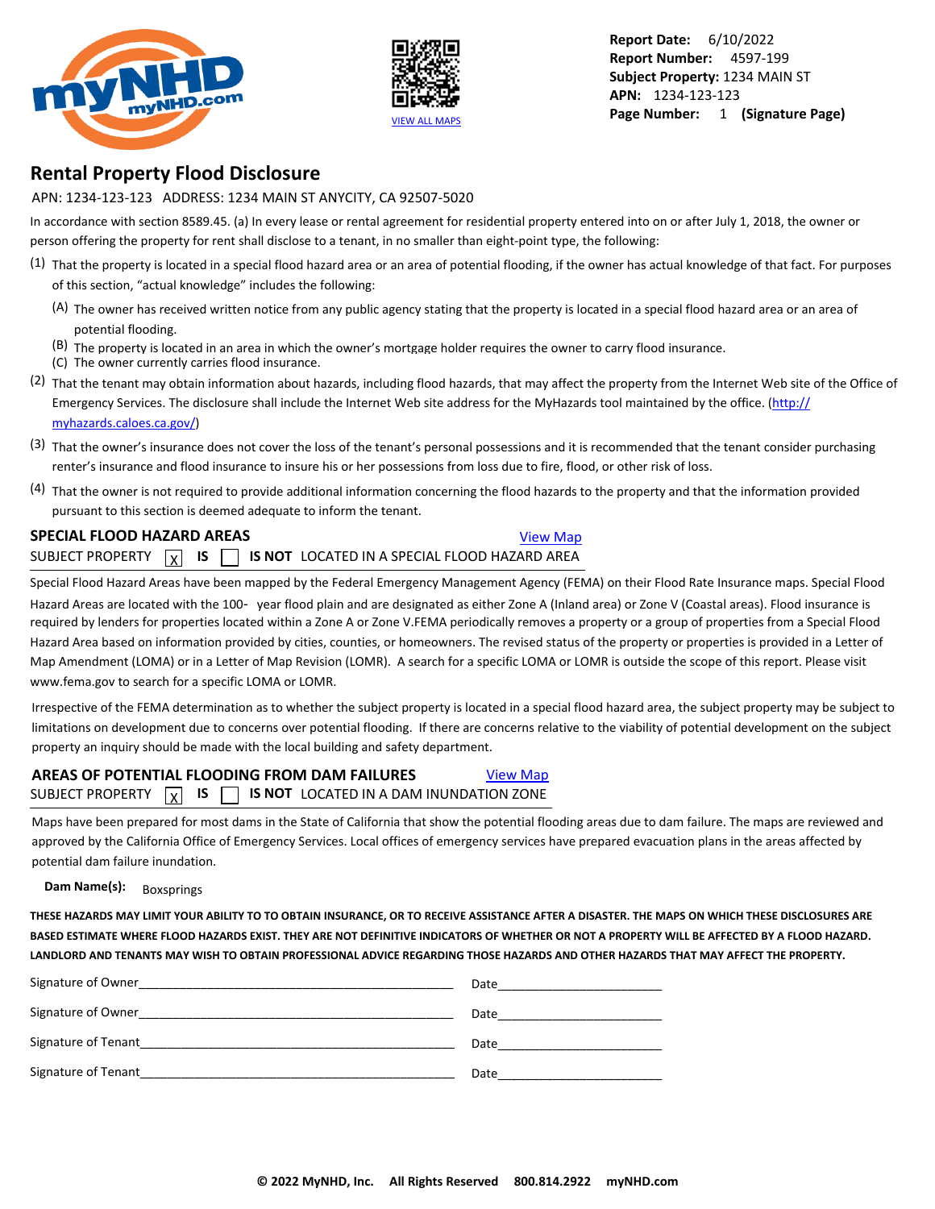Report Date: 6/10/2022
Report Number: 4597-199
Subject Property: 1234 MAIN ST
APN: 1234-123-123
Page Number: 1 (Signature Page)

VIEW ALL MAPS

# Rental Property Flood Disclosure

APN: 1234-123-123 ADDRESS: 1234 MAIN ST ANYCITY, CA 92507-5020

In accordance with section 8589.45. (a) In every lease or rental agreement for residential property entered into on or after July 1, 2018, the owner or person offering the property for rent shall disclose to a tenant, in no smaller than eight-point type, the following:

(1) That the property is located in a special flood hazard area or an area of potential flooding, if the owner has actual knowledge of that fact. For purposes of this section, "actual knowledge" includes the following:

- (A) The owner has received written notice from any public agency stating that the property is located in a special flood hazard area or an area of potential flooding.
- (B) The property is located in an area in which the owner's mortgage holder requires the owner to carry flood insurance.
- (C) The owner currently carries flood insurance.

(2) That the tenant may obtain information about hazards, including flood hazards, that may affect the property from the Internet Web site of the Office of Emergency Services. The disclosure shall include the Internet Web site address for the MyHazards tool maintained by the office. (http://myhazards.caloes.ca.gov/)

(3) That the owner's insurance does not cover the loss of the tenant's personal possessions and it is recommended that the tenant consider purchasing renter's insurance and flood insurance to insure his or her possessions from loss due to fire, flood, or other risk of loss.

(4) That the owner is not required to provide additional information concerning the flood hazards to the property and that the information provided pursuant to this section is deemed adequate to inform the tenant.

## SPECIAL FLOOD HAZARD AREAS

View Map

SUBJECT PROPERTY [X] IS [ ] IS NOT LOCATED IN A SPECIAL FLOOD HAZARD AREA

Special Flood Hazard Areas have been mapped by the Federal Emergency Management Agency (FEMA) on their Flood Rate Insurance maps. Special Flood Hazard Areas are located with the 100- year flood plain and are designated as either Zone A (Inland area) or Zone V (Coastal areas). Flood insurance is required by lenders for properties located within a Zone A or Zone V.FEMA periodically removes a property or a group of properties from a Special Flood Hazard Area based on information provided by cities, counties, or homeowners. The revised status of the property or properties is provided in a Letter of Map Amendment (LOMA) or in a Letter of Map Revision (LOMR). A search for a specific LOMA or LOMR is outside the scope of this report. Please visit www.fema.gov to search for a specific LOMA or LOMR.

Irrespective of the FEMA determination as to whether the subject property is located in a special flood hazard area, the subject property may be subject to limitations on development due to concerns over potential flooding. If there are concerns relative to the viability of potential development on the subject property an inquiry should be made with the local building and safety department.

## AREAS OF POTENTIAL FLOODING FROM DAM FAILURES

View Map

SUBJECT PROPERTY [X] IS [ ] IS NOT LOCATED IN A DAM INUNDATION ZONE

Maps have been prepared for most dams in the State of California that show the potential flooding areas due to dam failure. The maps are reviewed and approved by the California Office of Emergency Services. Local offices of emergency services have prepared evacuation plans in the areas affected by potential dam failure inundation.

**Dam Name(s):** Boxsprings

**THESE HAZARDS MAY LIMIT YOUR ABILITY TO TO OBTAIN INSURANCE, OR TO RECEIVE ASSISTANCE AFTER A DISASTER. THE MAPS ON WHICH THESE DISCLOSURES ARE BASED ESTIMATE WHERE FLOOD HAZARDS EXIST. THEY ARE NOT DEFINITIVE INDICATORS OF WHETHER OR NOT A PROPERTY WILL BE AFFECTED BY A FLOOD HAZARD. LANDLORD AND TENANTS MAY WISH TO OBTAIN PROFESSIONAL ADVICE REGARDING THOSE HAZARDS AND OTHER HAZARDS THAT MAY AFFECT THE PROPERTY.**

Signature of Owner______________________________________________ Date________________________

Signature of Owner______________________________________________ Date________________________

Signature of Tenant______________________________________________ Date________________________

Signature of Tenant______________________________________________ Date________________________

**© 2022 MyNHD, Inc. All Rights Reserved 800.814.2922 myNHD.com**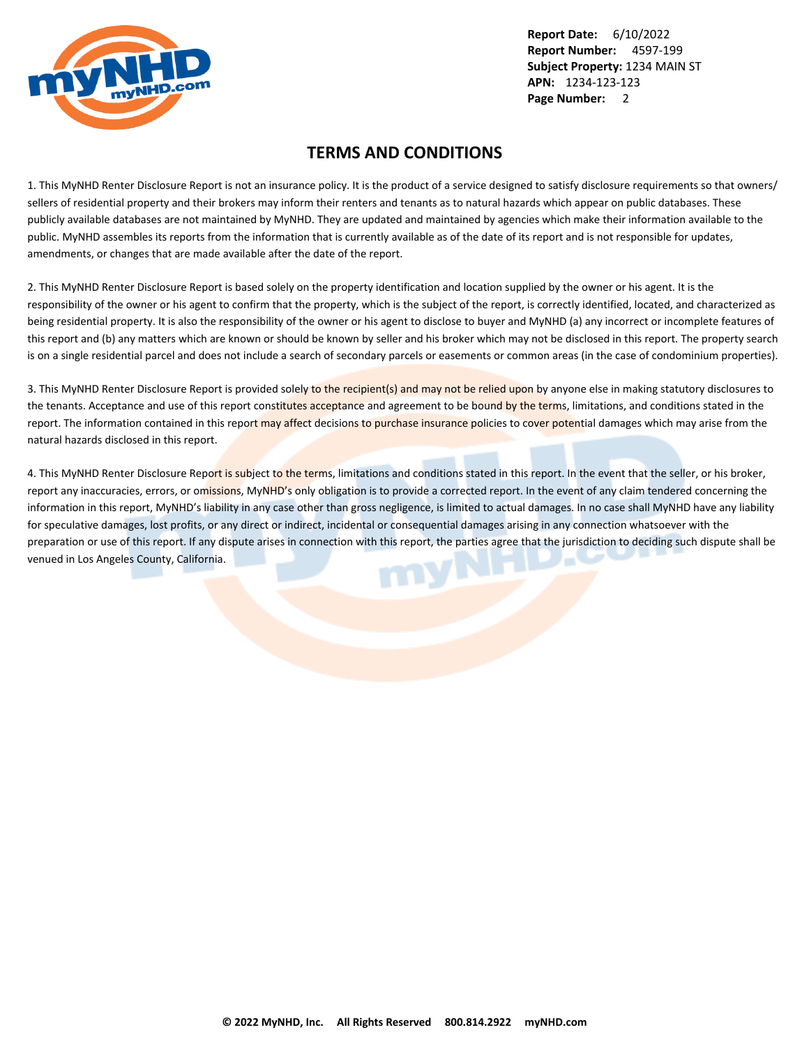**Report Date:** 6/10/2022
**Report Number:** 4597-199
**Subject Property:** 1234 MAIN ST
**APN:** 1234-123-123

# TERMS AND CONDITIONS

1. This MyNHD Renter Disclosure Report is not an insurance policy. It is the product of a service designed to satisfy disclosure requirements so that owners/ sellers of residential property and their brokers may inform their renters and tenants as to natural hazards which appear on public databases. These publicly available databases are not maintained by MyNHD. They are updated and maintained by agencies which make their information available to the public. MyNHD assembles its reports from the information that is currently available as of the date of its report and is not responsible for updates, amendments, or changes that are made available after the date of the report.

2. This MyNHD Renter Disclosure Report is based solely on the property identification and location supplied by the owner or his agent. It is the responsibility of the owner or his agent to confirm that the property, which is the subject of the report, is correctly identified, located, and characterized as being residential property. It is also the responsibility of the owner or his agent to disclose to buyer and MyNHD (a) any incorrect or incomplete features of this report and (b) any matters which are known or should be known by seller and his broker which may not be disclosed in this report. The property search is on a single residential parcel and does not include a search of secondary parcels or easements or common areas (in the case of condominium properties).

3. This MyNHD Renter Disclosure Report is provided solely to the recipient(s) and may not be relied upon by anyone else in making statutory disclosures to the tenants. Acceptance and use of this report constitutes acceptance and agreement to be bound by the terms, limitations, and conditions stated in the report. The information contained in this report may affect decisions to purchase insurance policies to cover potential damages which may arise from the natural hazards disclosed in this report.

4. This MyNHD Renter Disclosure Report is subject to the terms, limitations and conditions stated in this report. In the event that the seller, or his broker, report any inaccuracies, errors, or omissions, MyNHD's only obligation is to provide a corrected report. In the event of any claim tendered concerning the information in this report, MyNHD's liability in any case other than gross negligence, is limited to actual damages. In no case shall MyNHD have any liability for speculative damages, lost profits, or any direct or indirect, incidental or consequential damages arising in any connection whatsoever with the preparation or use of this report. If any dispute arises in connection with this report, the parties agree that the jurisdiction to deciding such dispute shall be venued in Los Angeles County, California.

**© 2022 MyNHD, Inc. All Rights Reserved 800.814.2922 myNHD.com**